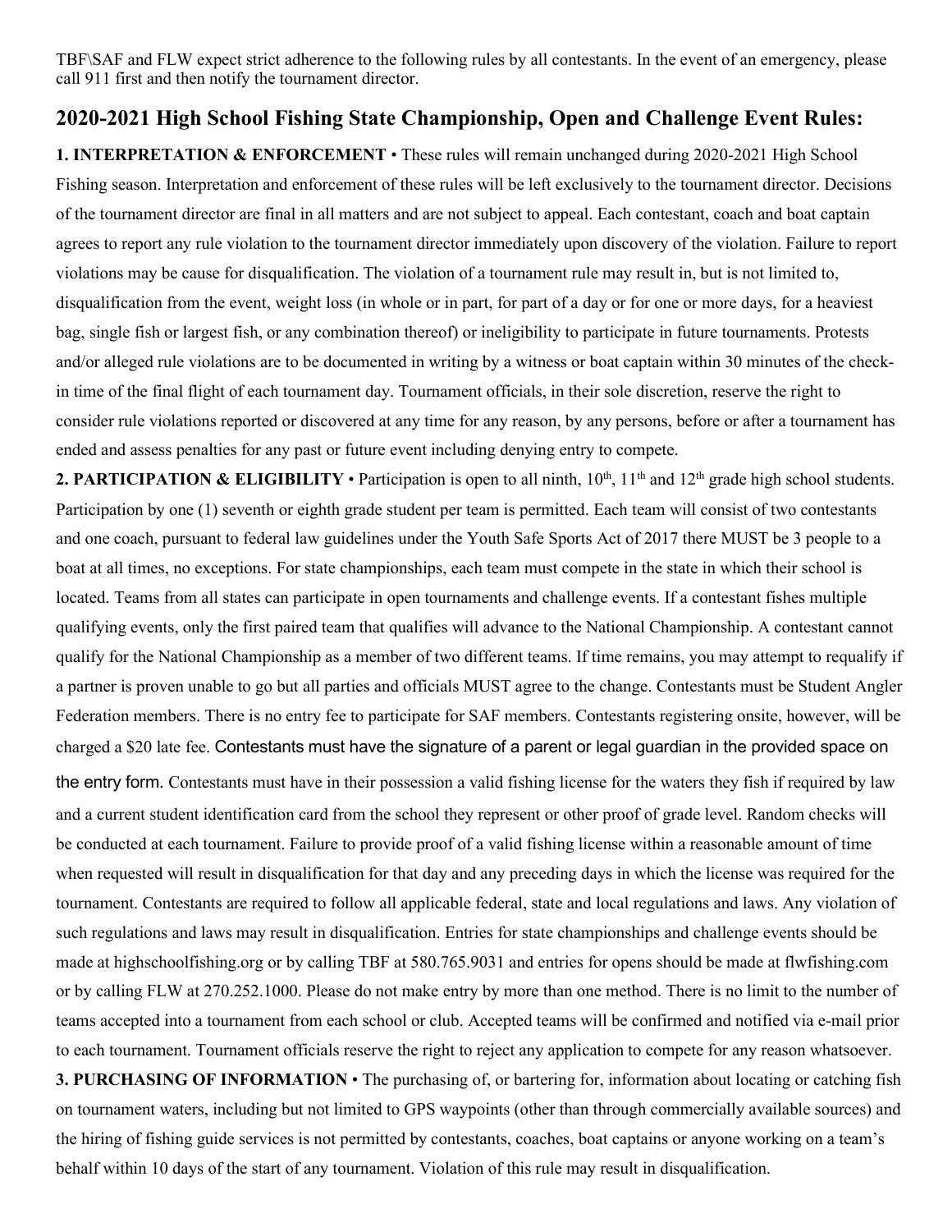TBF\SAF and FLW expect strict adherence to the following rules by all contestants. In the event of an emergency, please call 911 first and then notify the tournament director.

## 2020-2021 High School Fishing State Championship, Open and Challenge Event Rules:

**1. INTERPRETATION & ENFORCEMENT** • These rules will remain unchanged during 2020-2021 High School Fishing season. Interpretation and enforcement of these rules will be left exclusively to the tournament director. Decisions of the tournament director are final in all matters and are not subject to appeal. Each contestant, coach and boat captain agrees to report any rule violation to the tournament director immediately upon discovery of the violation. Failure to report violations may be cause for disqualification. The violation of a tournament rule may result in, but is not limited to, disqualification from the event, weight loss (in whole or in part, for part of a day or for one or more days, for a heaviest bag, single fish or largest fish, or any combination thereof) or ineligibility to participate in future tournaments. Protests and/or alleged rule violations are to be documented in writing by a witness or boat captain within 30 minutes of the check-in time of the final flight of each tournament day. Tournament officials, in their sole discretion, reserve the right to consider rule violations reported or discovered at any time for any reason, by any persons, before or after a tournament has ended and assess penalties for any past or future event including denying entry to compete.

**2. PARTICIPATION & ELIGIBILITY** • Participation is open to all ninth, 10th, 11th and 12th grade high school students. Participation by one (1) seventh or eighth grade student per team is permitted. Each team will consist of two contestants and one coach, pursuant to federal law guidelines under the Youth Safe Sports Act of 2017 there MUST be 3 people to a boat at all times, no exceptions. For state championships, each team must compete in the state in which their school is located. Teams from all states can participate in open tournaments and challenge events. If a contestant fishes multiple qualifying events, only the first paired team that qualifies will advance to the National Championship. A contestant cannot qualify for the National Championship as a member of two different teams. If time remains, you may attempt to requalify if a partner is proven unable to go but all parties and officials MUST agree to the change. Contestants must be Student Angler Federation members. There is no entry fee to participate for SAF members. Contestants registering onsite, however, will be charged a $20 late fee. Contestants must have the signature of a parent or legal guardian in the provided space on the entry form. Contestants must have in their possession a valid fishing license for the waters they fish if required by law and a current student identification card from the school they represent or other proof of grade level. Random checks will be conducted at each tournament. Failure to provide proof of a valid fishing license within a reasonable amount of time when requested will result in disqualification for that day and any preceding days in which the license was required for the tournament. Contestants are required to follow all applicable federal, state and local regulations and laws. Any violation of such regulations and laws may result in disqualification. Entries for state championships and challenge events should be made at highschoolfishing.org or by calling TBF at 580.765.9031 and entries for opens should be made at flwfishing.com or by calling FLW at 270.252.1000. Please do not make entry by more than one method. There is no limit to the number of teams accepted into a tournament from each school or club. Accepted teams will be confirmed and notified via e-mail prior to each tournament. Tournament officials reserve the right to reject any application to compete for any reason whatsoever.

**3. PURCHASING OF INFORMATION** • The purchasing of, or bartering for, information about locating or catching fish on tournament waters, including but not limited to GPS waypoints (other than through commercially available sources) and the hiring of fishing guide services is not permitted by contestants, coaches, boat captains or anyone working on a team's behalf within 10 days of the start of any tournament. Violation of this rule may result in disqualification.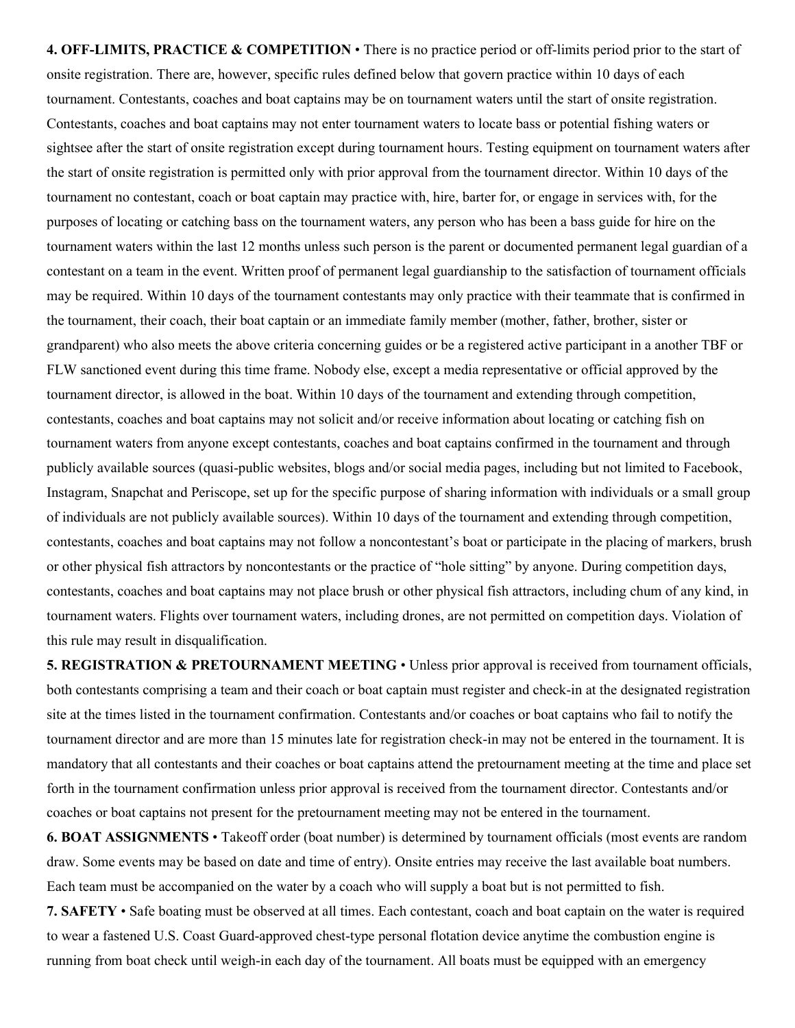**4. OFF-LIMITS, PRACTICE & COMPETITION** • There is no practice period or off-limits period prior to the start of onsite registration. There are, however, specific rules defined below that govern practice within 10 days of each tournament. Contestants, coaches and boat captains may be on tournament waters until the start of onsite registration. Contestants, coaches and boat captains may not enter tournament waters to locate bass or potential fishing waters or sightsee after the start of onsite registration except during tournament hours. Testing equipment on tournament waters after the start of onsite registration is permitted only with prior approval from the tournament director. Within 10 days of the tournament no contestant, coach or boat captain may practice with, hire, barter for, or engage in services with, for the purposes of locating or catching bass on the tournament waters, any person who has been a bass guide for hire on the tournament waters within the last 12 months unless such person is the parent or documented permanent legal guardian of a contestant on a team in the event. Written proof of permanent legal guardianship to the satisfaction of tournament officials may be required. Within 10 days of the tournament contestants may only practice with their teammate that is confirmed in the tournament, their coach, their boat captain or an immediate family member (mother, father, brother, sister or grandparent) who also meets the above criteria concerning guides or be a registered active participant in a another TBF or FLW sanctioned event during this time frame. Nobody else, except a media representative or official approved by the tournament director, is allowed in the boat. Within 10 days of the tournament and extending through competition, contestants, coaches and boat captains may not solicit and/or receive information about locating or catching fish on tournament waters from anyone except contestants, coaches and boat captains confirmed in the tournament and through publicly available sources (quasi-public websites, blogs and/or social media pages, including but not limited to Facebook, Instagram, Snapchat and Periscope, set up for the specific purpose of sharing information with individuals or a small group of individuals are not publicly available sources). Within 10 days of the tournament and extending through competition, contestants, coaches and boat captains may not follow a noncontestant's boat or participate in the placing of markers, brush or other physical fish attractors by noncontestants or the practice of "hole sitting" by anyone. During competition days, contestants, coaches and boat captains may not place brush or other physical fish attractors, including chum of any kind, in tournament waters. Flights over tournament waters, including drones, are not permitted on competition days. Violation of this rule may result in disqualification.

**5. REGISTRATION & PRETOURNAMENT MEETING** • Unless prior approval is received from tournament officials, both contestants comprising a team and their coach or boat captain must register and check-in at the designated registration site at the times listed in the tournament confirmation. Contestants and/or coaches or boat captains who fail to notify the tournament director and are more than 15 minutes late for registration check-in may not be entered in the tournament. It is mandatory that all contestants and their coaches or boat captains attend the pretournament meeting at the time and place set forth in the tournament confirmation unless prior approval is received from the tournament director. Contestants and/or coaches or boat captains not present for the pretournament meeting may not be entered in the tournament.

**6. BOAT ASSIGNMENTS** • Takeoff order (boat number) is determined by tournament officials (most events are random draw. Some events may be based on date and time of entry). Onsite entries may receive the last available boat numbers. Each team must be accompanied on the water by a coach who will supply a boat but is not permitted to fish.

**7. SAFETY** • Safe boating must be observed at all times. Each contestant, coach and boat captain on the water is required to wear a fastened U.S. Coast Guard-approved chest-type personal flotation device anytime the combustion engine is running from boat check until weigh-in each day of the tournament. All boats must be equipped with an emergency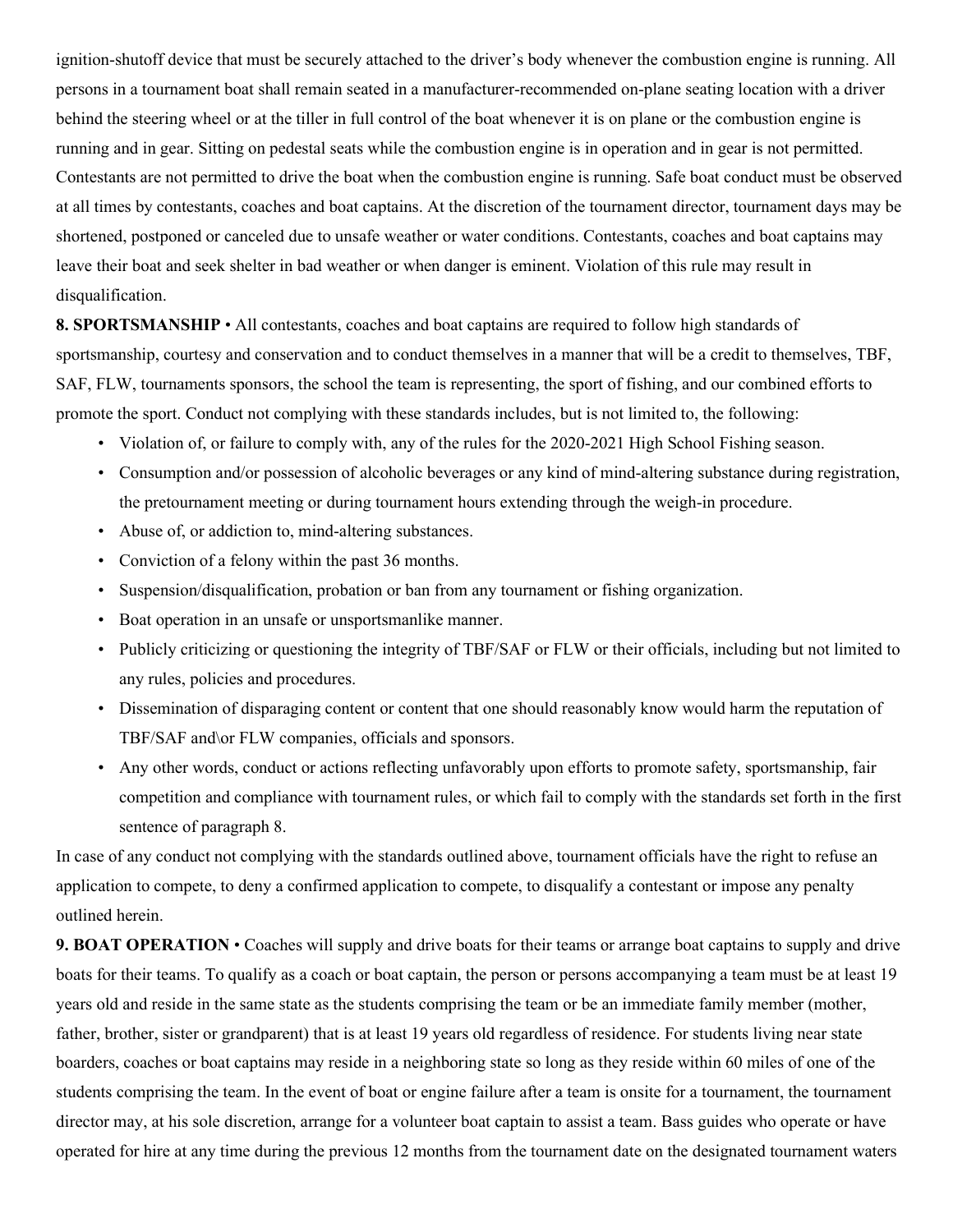ignition-shutoff device that must be securely attached to the driver's body whenever the combustion engine is running. All persons in a tournament boat shall remain seated in a manufacturer-recommended on-plane seating location with a driver behind the steering wheel or at the tiller in full control of the boat whenever it is on plane or the combustion engine is running and in gear. Sitting on pedestal seats while the combustion engine is in operation and in gear is not permitted. Contestants are not permitted to drive the boat when the combustion engine is running. Safe boat conduct must be observed at all times by contestants, coaches and boat captains. At the discretion of the tournament director, tournament days may be shortened, postponed or canceled due to unsafe weather or water conditions. Contestants, coaches and boat captains may leave their boat and seek shelter in bad weather or when danger is eminent. Violation of this rule may result in disqualification.

**8. SPORTSMANSHIP** • All contestants, coaches and boat captains are required to follow high standards of sportsmanship, courtesy and conservation and to conduct themselves in a manner that will be a credit to themselves, TBF, SAF, FLW, tournaments sponsors, the school the team is representing, the sport of fishing, and our combined efforts to promote the sport. Conduct not complying with these standards includes, but is not limited to, the following:

- Violation of, or failure to comply with, any of the rules for the 2020-2021 High School Fishing season.
- Consumption and/or possession of alcoholic beverages or any kind of mind-altering substance during registration, the pretournament meeting or during tournament hours extending through the weigh-in procedure.
- Abuse of, or addiction to, mind-altering substances.
- Conviction of a felony within the past 36 months.
- Suspension/disqualification, probation or ban from any tournament or fishing organization.
- Boat operation in an unsafe or unsportsmanlike manner.
- Publicly criticizing or questioning the integrity of TBF/SAF or FLW or their officials, including but not limited to any rules, policies and procedures.
- Dissemination of disparaging content or content that one should reasonably know would harm the reputation of TBF/SAF and\or FLW companies, officials and sponsors.
- Any other words, conduct or actions reflecting unfavorably upon efforts to promote safety, sportsmanship, fair competition and compliance with tournament rules, or which fail to comply with the standards set forth in the first sentence of paragraph 8.

In case of any conduct not complying with the standards outlined above, tournament officials have the right to refuse an application to compete, to deny a confirmed application to compete, to disqualify a contestant or impose any penalty outlined herein.

**9. BOAT OPERATION** • Coaches will supply and drive boats for their teams or arrange boat captains to supply and drive boats for their teams. To qualify as a coach or boat captain, the person or persons accompanying a team must be at least 19 years old and reside in the same state as the students comprising the team or be an immediate family member (mother, father, brother, sister or grandparent) that is at least 19 years old regardless of residence. For students living near state boarders, coaches or boat captains may reside in a neighboring state so long as they reside within 60 miles of one of the students comprising the team. In the event of boat or engine failure after a team is onsite for a tournament, the tournament director may, at his sole discretion, arrange for a volunteer boat captain to assist a team. Bass guides who operate or have operated for hire at any time during the previous 12 months from the tournament date on the designated tournament waters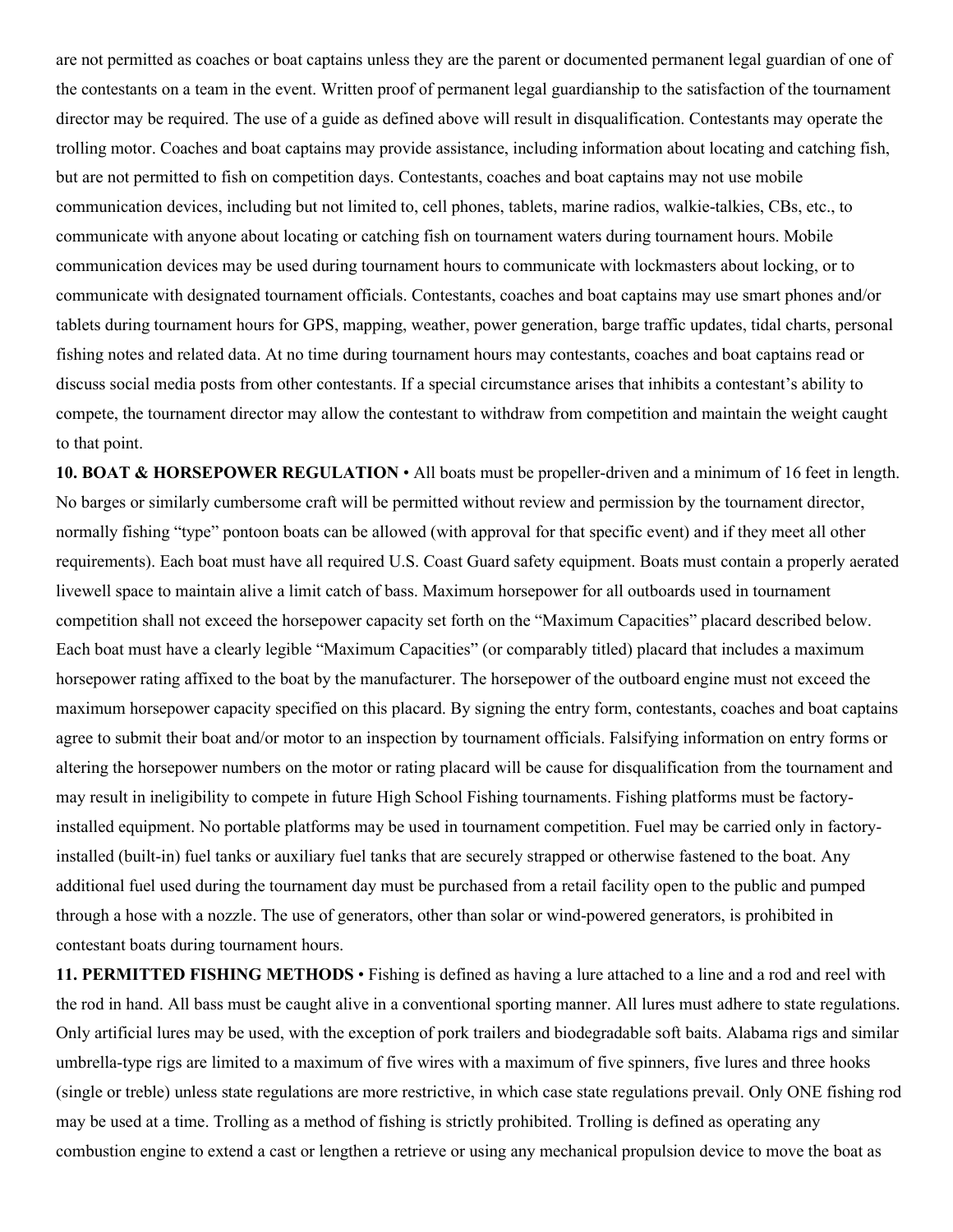are not permitted as coaches or boat captains unless they are the parent or documented permanent legal guardian of one of the contestants on a team in the event. Written proof of permanent legal guardianship to the satisfaction of the tournament director may be required. The use of a guide as defined above will result in disqualification. Contestants may operate the trolling motor. Coaches and boat captains may provide assistance, including information about locating and catching fish, but are not permitted to fish on competition days. Contestants, coaches and boat captains may not use mobile communication devices, including but not limited to, cell phones, tablets, marine radios, walkie-talkies, CBs, etc., to communicate with anyone about locating or catching fish on tournament waters during tournament hours. Mobile communication devices may be used during tournament hours to communicate with lockmasters about locking, or to communicate with designated tournament officials. Contestants, coaches and boat captains may use smart phones and/or tablets during tournament hours for GPS, mapping, weather, power generation, barge traffic updates, tidal charts, personal fishing notes and related data. At no time during tournament hours may contestants, coaches and boat captains read or discuss social media posts from other contestants. If a special circumstance arises that inhibits a contestant's ability to compete, the tournament director may allow the contestant to withdraw from competition and maintain the weight caught to that point.

**10. BOAT & HORSEPOWER REGULATION** • All boats must be propeller-driven and a minimum of 16 feet in length. No barges or similarly cumbersome craft will be permitted without review and permission by the tournament director, normally fishing "type" pontoon boats can be allowed (with approval for that specific event) and if they meet all other requirements). Each boat must have all required U.S. Coast Guard safety equipment. Boats must contain a properly aerated livewell space to maintain alive a limit catch of bass. Maximum horsepower for all outboards used in tournament competition shall not exceed the horsepower capacity set forth on the "Maximum Capacities" placard described below. Each boat must have a clearly legible "Maximum Capacities" (or comparably titled) placard that includes a maximum horsepower rating affixed to the boat by the manufacturer. The horsepower of the outboard engine must not exceed the maximum horsepower capacity specified on this placard. By signing the entry form, contestants, coaches and boat captains agree to submit their boat and/or motor to an inspection by tournament officials. Falsifying information on entry forms or altering the horsepower numbers on the motor or rating placard will be cause for disqualification from the tournament and may result in ineligibility to compete in future High School Fishing tournaments. Fishing platforms must be factory-installed equipment. No portable platforms may be used in tournament competition. Fuel may be carried only in factory-installed (built-in) fuel tanks or auxiliary fuel tanks that are securely strapped or otherwise fastened to the boat. Any additional fuel used during the tournament day must be purchased from a retail facility open to the public and pumped through a hose with a nozzle. The use of generators, other than solar or wind-powered generators, is prohibited in contestant boats during tournament hours.

**11. PERMITTED FISHING METHODS** • Fishing is defined as having a lure attached to a line and a rod and reel with the rod in hand. All bass must be caught alive in a conventional sporting manner. All lures must adhere to state regulations. Only artificial lures may be used, with the exception of pork trailers and biodegradable soft baits. Alabama rigs and similar umbrella-type rigs are limited to a maximum of five wires with a maximum of five spinners, five lures and three hooks (single or treble) unless state regulations are more restrictive, in which case state regulations prevail. Only ONE fishing rod may be used at a time. Trolling as a method of fishing is strictly prohibited. Trolling is defined as operating any combustion engine to extend a cast or lengthen a retrieve or using any mechanical propulsion device to move the boat as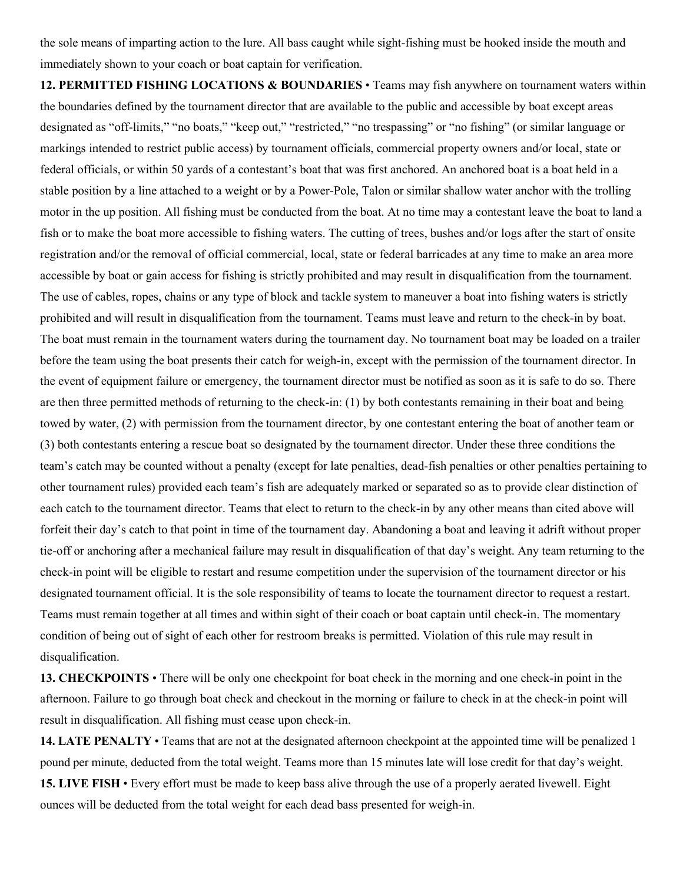the sole means of imparting action to the lure. All bass caught while sight-fishing must be hooked inside the mouth and immediately shown to your coach or boat captain for verification.

**12. PERMITTED FISHING LOCATIONS & BOUNDARIES** • Teams may fish anywhere on tournament waters within the boundaries defined by the tournament director that are available to the public and accessible by boat except areas designated as "off-limits," "no boats," "keep out," "restricted," "no trespassing" or "no fishing" (or similar language or markings intended to restrict public access) by tournament officials, commercial property owners and/or local, state or federal officials, or within 50 yards of a contestant's boat that was first anchored. An anchored boat is a boat held in a stable position by a line attached to a weight or by a Power-Pole, Talon or similar shallow water anchor with the trolling motor in the up position. All fishing must be conducted from the boat. At no time may a contestant leave the boat to land a fish or to make the boat more accessible to fishing waters. The cutting of trees, bushes and/or logs after the start of onsite registration and/or the removal of official commercial, local, state or federal barricades at any time to make an area more accessible by boat or gain access for fishing is strictly prohibited and may result in disqualification from the tournament. The use of cables, ropes, chains or any type of block and tackle system to maneuver a boat into fishing waters is strictly prohibited and will result in disqualification from the tournament. Teams must leave and return to the check-in by boat. The boat must remain in the tournament waters during the tournament day. No tournament boat may be loaded on a trailer before the team using the boat presents their catch for weigh-in, except with the permission of the tournament director. In the event of equipment failure or emergency, the tournament director must be notified as soon as it is safe to do so. There are then three permitted methods of returning to the check-in: (1) by both contestants remaining in their boat and being towed by water, (2) with permission from the tournament director, by one contestant entering the boat of another team or (3) both contestants entering a rescue boat so designated by the tournament director. Under these three conditions the team's catch may be counted without a penalty (except for late penalties, dead-fish penalties or other penalties pertaining to other tournament rules) provided each team's fish are adequately marked or separated so as to provide clear distinction of each catch to the tournament director. Teams that elect to return to the check-in by any other means than cited above will forfeit their day's catch to that point in time of the tournament day. Abandoning a boat and leaving it adrift without proper tie-off or anchoring after a mechanical failure may result in disqualification of that day's weight. Any team returning to the check-in point will be eligible to restart and resume competition under the supervision of the tournament director or his designated tournament official. It is the sole responsibility of teams to locate the tournament director to request a restart. Teams must remain together at all times and within sight of their coach or boat captain until check-in. The momentary condition of being out of sight of each other for restroom breaks is permitted. Violation of this rule may result in disqualification.

**13. CHECKPOINTS** • There will be only one checkpoint for boat check in the morning and one check-in point in the afternoon. Failure to go through boat check and checkout in the morning or failure to check in at the check-in point will result in disqualification. All fishing must cease upon check-in.

**14. LATE PENALTY** • Teams that are not at the designated afternoon checkpoint at the appointed time will be penalized 1 pound per minute, deducted from the total weight. Teams more than 15 minutes late will lose credit for that day's weight.

**15. LIVE FISH** • Every effort must be made to keep bass alive through the use of a properly aerated livewell. Eight ounces will be deducted from the total weight for each dead bass presented for weigh-in.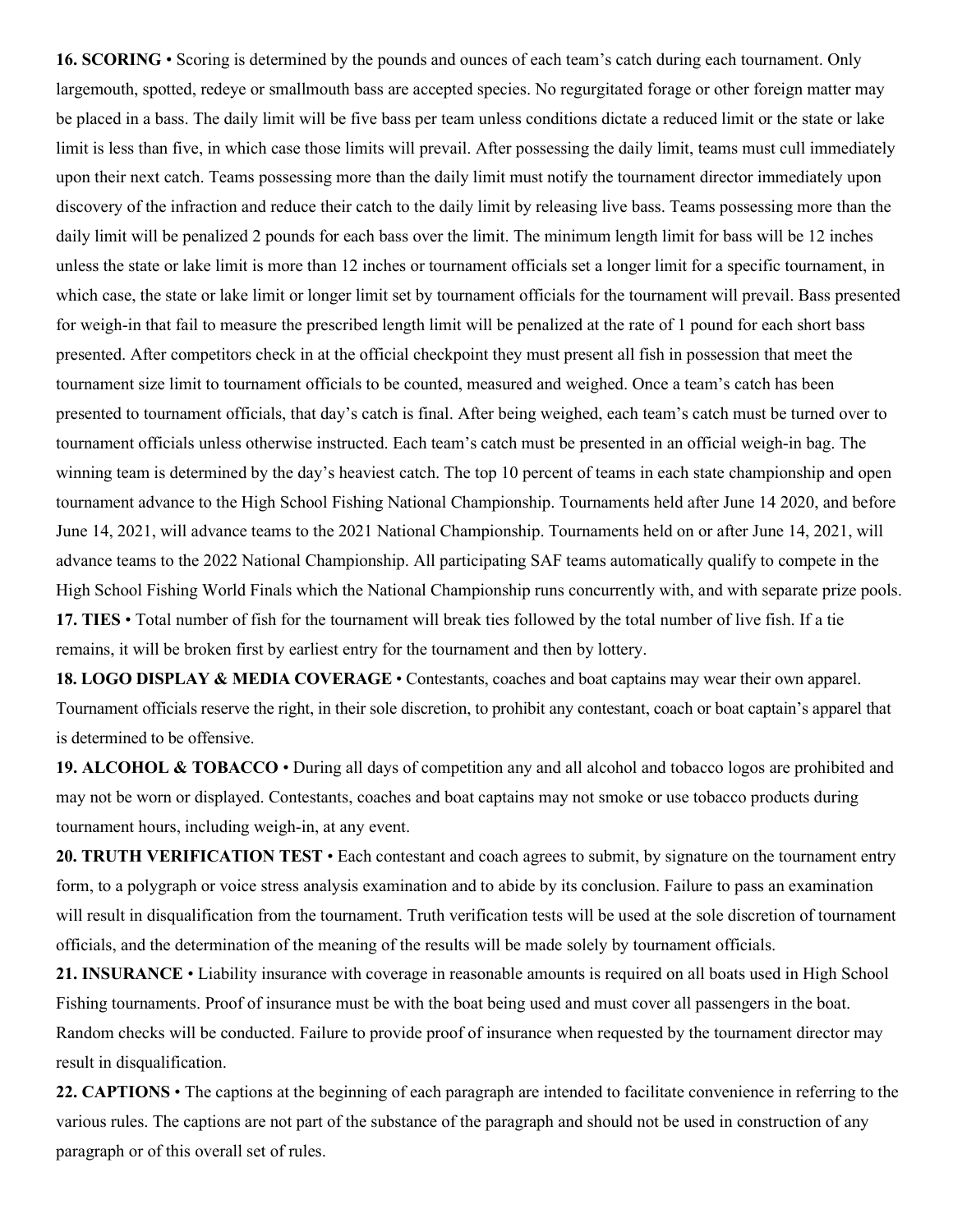**16. SCORING** • Scoring is determined by the pounds and ounces of each team's catch during each tournament. Only largemouth, spotted, redeye or smallmouth bass are accepted species. No regurgitated forage or other foreign matter may be placed in a bass. The daily limit will be five bass per team unless conditions dictate a reduced limit or the state or lake limit is less than five, in which case those limits will prevail. After possessing the daily limit, teams must cull immediately upon their next catch. Teams possessing more than the daily limit must notify the tournament director immediately upon discovery of the infraction and reduce their catch to the daily limit by releasing live bass. Teams possessing more than the daily limit will be penalized 2 pounds for each bass over the limit. The minimum length limit for bass will be 12 inches unless the state or lake limit is more than 12 inches or tournament officials set a longer limit for a specific tournament, in which case, the state or lake limit or longer limit set by tournament officials for the tournament will prevail. Bass presented for weigh-in that fail to measure the prescribed length limit will be penalized at the rate of 1 pound for each short bass presented. After competitors check in at the official checkpoint they must present all fish in possession that meet the tournament size limit to tournament officials to be counted, measured and weighed. Once a team's catch has been presented to tournament officials, that day's catch is final. After being weighed, each team's catch must be turned over to tournament officials unless otherwise instructed. Each team's catch must be presented in an official weigh-in bag. The winning team is determined by the day's heaviest catch. The top 10 percent of teams in each state championship and open tournament advance to the High School Fishing National Championship. Tournaments held after June 14 2020, and before June 14, 2021, will advance teams to the 2021 National Championship. Tournaments held on or after June 14, 2021, will advance teams to the 2022 National Championship. All participating SAF teams automatically qualify to compete in the High School Fishing World Finals which the National Championship runs concurrently with, and with separate prize pools.

**17. TIES** • Total number of fish for the tournament will break ties followed by the total number of live fish. If a tie remains, it will be broken first by earliest entry for the tournament and then by lottery.

**18. LOGO DISPLAY & MEDIA COVERAGE** • Contestants, coaches and boat captains may wear their own apparel. Tournament officials reserve the right, in their sole discretion, to prohibit any contestant, coach or boat captain's apparel that is determined to be offensive.

**19. ALCOHOL & TOBACCO** • During all days of competition any and all alcohol and tobacco logos are prohibited and may not be worn or displayed. Contestants, coaches and boat captains may not smoke or use tobacco products during tournament hours, including weigh-in, at any event.

**20. TRUTH VERIFICATION TEST** • Each contestant and coach agrees to submit, by signature on the tournament entry form, to a polygraph or voice stress analysis examination and to abide by its conclusion. Failure to pass an examination will result in disqualification from the tournament. Truth verification tests will be used at the sole discretion of tournament officials, and the determination of the meaning of the results will be made solely by tournament officials.

**21. INSURANCE** • Liability insurance with coverage in reasonable amounts is required on all boats used in High School Fishing tournaments. Proof of insurance must be with the boat being used and must cover all passengers in the boat. Random checks will be conducted. Failure to provide proof of insurance when requested by the tournament director may result in disqualification.

**22. CAPTIONS** • The captions at the beginning of each paragraph are intended to facilitate convenience in referring to the various rules. The captions are not part of the substance of the paragraph and should not be used in construction of any paragraph or of this overall set of rules.